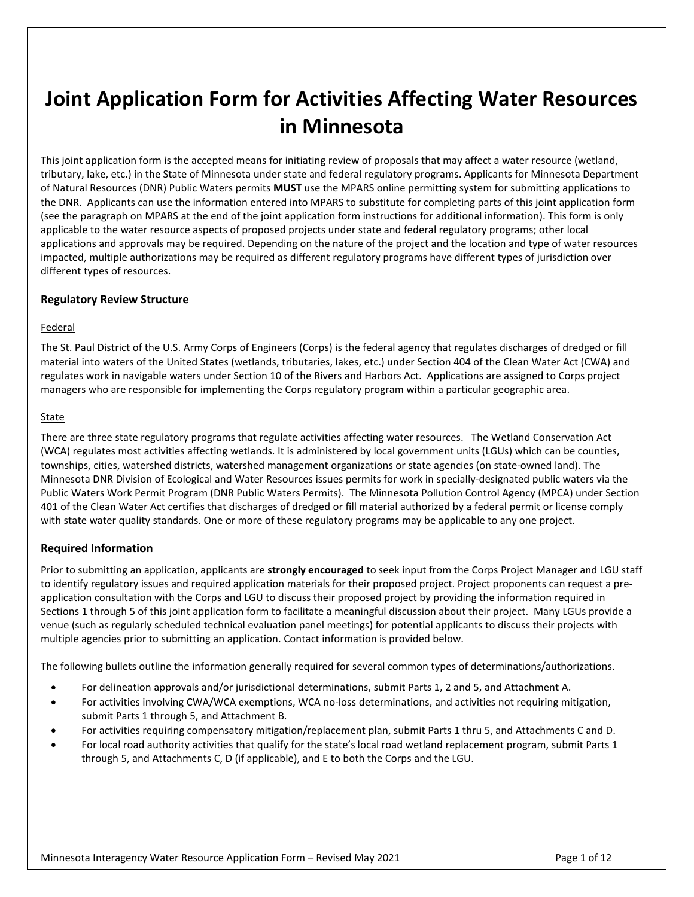# Joint Application Form for Activities Affecting Water Resources in Minnesota

This joint application form is the accepted means for initiating review of proposals that may affect a water resource (wetland, tributary, lake, etc.) in the State of Minnesota under state and federal regulatory programs. Applicants for Minnesota Department of Natural Resources (DNR) Public Waters permits **MUST** use the MPARS online permitting system for submitting applications to the DNR. Applicants can use the information entered into MPARS to substitute for completing parts of this joint application form (see the paragraph on MPARS at the end of the joint application form instructions for additional information). This form is only applicable to the water resource aspects of proposed projects under state and federal regulatory programs; other local applications and approvals may be required. Depending on the nature of the project and the location and type of water resources impacted, multiple authorizations may be required as different regulatory programs have different types of jurisdiction over different types of resources.

### Regulatory Review Structure

<u>Federal</u>

The St. Paul District of the U.S. Army Corps of Engineers (Corps) is the federal agency that regulates discharges of dredged or fill material into waters of the United States (wetlands, tributaries, lakes, etc.) under Section 404 of the Clean Water Act (CWA) and regulates work in navigable waters under Section 10 of the Rivers and Harbors Act. Applications are assigned to Corps project managers who are responsible for implementing the Corps regulatory program within a particular geographic area.

<u>State</u>

There are three state regulatory programs that regulate activities affecting water resources. The Wetland Conservation Act (WCA) regulates most activities affecting wetlands. It is administered by local government units (LGUs) which can be counties, townships, cities, watershed districts, watershed management organizations or state agencies (on state-owned land). The Minnesota DNR Division of Ecological and Water Resources issues permits for work in specially-designated public waters via the Public Waters Work Permit Program (DNR Public Waters Permits). The Minnesota Pollution Control Agency (MPCA) under Section 401 of the Clean Water Act certifies that discharges of dredged or fill material authorized by a federal permit or license comply with state water quality standards. One or more of these regulatory programs may be applicable to any one project.

### Required Information

Prior to submitting an application, applicants are <u>**strongly encouraged**</u> to seek input from the Corps Project Manager and LGU staff to identify regulatory issues and required application materials for their proposed project. Project proponents can request a pre-application consultation with the Corps and LGU to discuss their proposed project by providing the information required in Sections 1 through 5 of this joint application form to facilitate a meaningful discussion about their project. Many LGUs provide a venue (such as regularly scheduled technical evaluation panel meetings) for potential applicants to discuss their projects with multiple agencies prior to submitting an application. Contact information is provided below.

The following bullets outline the information generally required for several common types of determinations/authorizations.

- For delineation approvals and/or jurisdictional determinations, submit Parts 1, 2 and 5, and Attachment A.
- For activities involving CWA/WCA exemptions, WCA no-loss determinations, and activities not requiring mitigation, submit Parts 1 through 5, and Attachment B.
- For activities requiring compensatory mitigation/replacement plan, submit Parts 1 thru 5, and Attachments C and D.
- For local road authority activities that qualify for the state's local road wetland replacement program, submit Parts 1 through 5, and Attachments C, D (if applicable), and E to both the <u>Corps and the LGU</u>.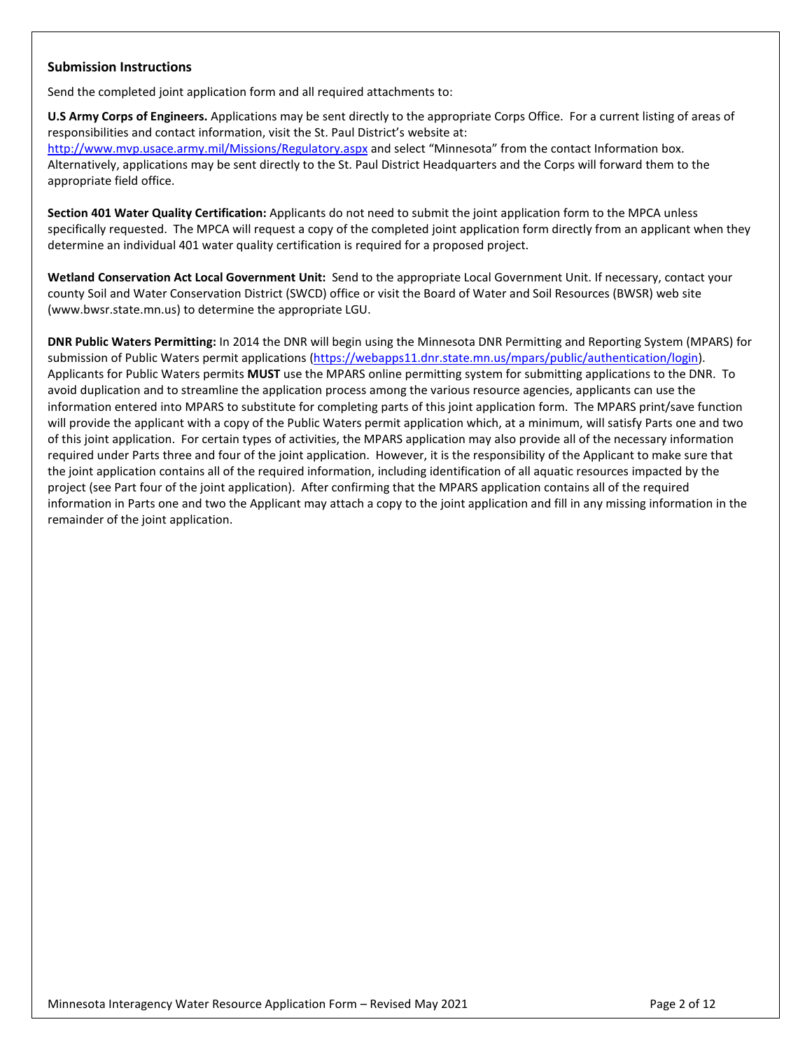### Submission Instructions

Send the completed joint application form and all required attachments to:

**U.S Army Corps of Engineers.** Applications may be sent directly to the appropriate Corps Office. For a current listing of areas of responsibilities and contact information, visit the St. Paul District's website at: http://www.mvp.usace.army.mil/Missions/Regulatory.aspx and select "Minnesota" from the contact Information box. Alternatively, applications may be sent directly to the St. Paul District Headquarters and the Corps will forward them to the appropriate field office.

**Section 401 Water Quality Certification:** Applicants do not need to submit the joint application form to the MPCA unless specifically requested. The MPCA will request a copy of the completed joint application form directly from an applicant when they determine an individual 401 water quality certification is required for a proposed project.

**Wetland Conservation Act Local Government Unit:** Send to the appropriate Local Government Unit. If necessary, contact your county Soil and Water Conservation District (SWCD) office or visit the Board of Water and Soil Resources (BWSR) web site (www.bwsr.state.mn.us) to determine the appropriate LGU.

**DNR Public Waters Permitting:** In 2014 the DNR will begin using the Minnesota DNR Permitting and Reporting System (MPARS) for submission of Public Waters permit applications (https://webapps11.dnr.state.mn.us/mpars/public/authentication/login). Applicants for Public Waters permits **MUST** use the MPARS online permitting system for submitting applications to the DNR. To avoid duplication and to streamline the application process among the various resource agencies, applicants can use the information entered into MPARS to substitute for completing parts of this joint application form. The MPARS print/save function will provide the applicant with a copy of the Public Waters permit application which, at a minimum, will satisfy Parts one and two of this joint application. For certain types of activities, the MPARS application may also provide all of the necessary information required under Parts three and four of the joint application. However, it is the responsibility of the Applicant to make sure that the joint application contains all of the required information, including identification of all aquatic resources impacted by the project (see Part four of the joint application). After confirming that the MPARS application contains all of the required information in Parts one and two the Applicant may attach a copy to the joint application and fill in any missing information in the remainder of the joint application.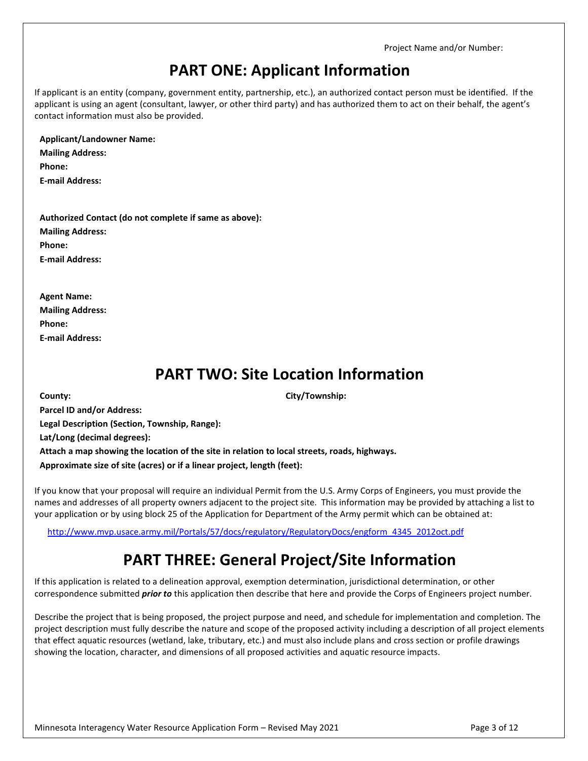Project Name and/or Number:

# PART ONE: Applicant Information

If applicant is an entity (company, government entity, partnership, etc.), an authorized contact person must be identified. If the applicant is using an agent (consultant, lawyer, or other third party) and has authorized them to act on their behalf, the agent's contact information must also be provided.

**Applicant/Landowner Name:**
**Mailing Address:**
**Phone:**
**E-mail Address:**

**Authorized Contact (do not complete if same as above):**
**Mailing Address:**
**Phone:**
**E-mail Address:**

**Agent Name:**
**Mailing Address:**
**Phone:**
**E-mail Address:**

# PART TWO: Site Location Information

**County:** **City/Township:**
**Parcel ID and/or Address:**
**Legal Description (Section, Township, Range):**
**Lat/Long (decimal degrees):**
**Attach a map showing the location of the site in relation to local streets, roads, highways.**
**Approximate size of site (acres) or if a linear project, length (feet):**

If you know that your proposal will require an individual Permit from the U.S. Army Corps of Engineers, you must provide the names and addresses of all property owners adjacent to the project site. This information may be provided by attaching a list to your application or by using block 25 of the Application for Department of the Army permit which can be obtained at:

[http://www.mvp.usace.army.mil/Portals/57/docs/regulatory/RegulatoryDocs/engform_4345_2012oct.pdf](http://www.mvp.usace.army.mil/Portals/57/docs/regulatory/RegulatoryDocs/engform_4345_2012oct.pdf)

# PART THREE: General Project/Site Information

If this application is related to a delineation approval, exemption determination, jurisdictional determination, or other correspondence submitted ***prior to*** this application then describe that here and provide the Corps of Engineers project number.

Describe the project that is being proposed, the project purpose and need, and schedule for implementation and completion. The project description must fully describe the nature and scope of the proposed activity including a description of all project elements that effect aquatic resources (wetland, lake, tributary, etc.) and must also include plans and cross section or profile drawings showing the location, character, and dimensions of all proposed activities and aquatic resource impacts.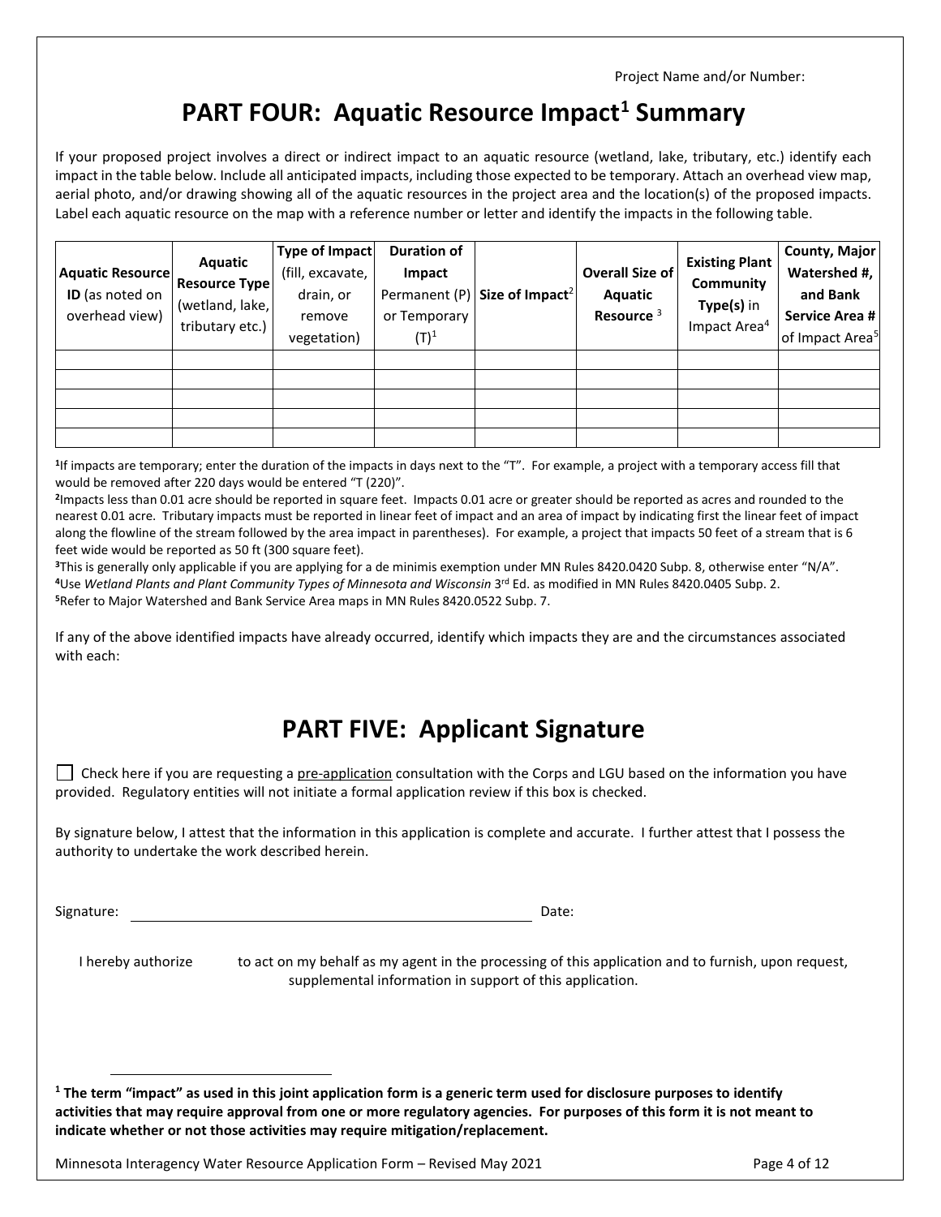Project Name and/or Number:

# PART FOUR: Aquatic Resource Impact[1] Summary

If your proposed project involves a direct or indirect impact to an aquatic resource (wetland, lake, tributary, etc.) identify each impact in the table below. Include all anticipated impacts, including those expected to be temporary. Attach an overhead view map, aerial photo, and/or drawing showing all of the aquatic resources in the project area and the location(s) of the proposed impacts. Label each aquatic resource on the map with a reference number or letter and identify the impacts in the following table.

| **Aquatic Resource ID** (as noted on overhead view) | **Aquatic Resource Type** (wetland, lake, tributary etc.) | **Type of Impact** (fill, excavate, drain, or remove vegetation) | **Duration of Impact** Permanent (P) or Temporary (T)[1] | **Size of Impact**[2] | **Overall Size of Aquatic Resource**[3] | **Existing Plant Community Type(s)** in Impact Area[4] | **County, Major Watershed #, and Bank Service Area #** of Impact Area[5] |
|---|---|---|---|---|---|---|---|
| | | | | | | | |
| | | | | | | | |
| | | | | | | | |
| | | | | | | | |
| | | | | | | | |

[1]If impacts are temporary; enter the duration of the impacts in days next to the "T". For example, a project with a temporary access fill that would be removed after 220 days would be entered "T (220)".
[2]Impacts less than 0.01 acre should be reported in square feet. Impacts 0.01 acre or greater should be reported as acres and rounded to the nearest 0.01 acre. Tributary impacts must be reported in linear feet of impact and an area of impact by indicating first the linear feet of impact along the flowline of the stream followed by the area impact in parentheses). For example, a project that impacts 50 feet of a stream that is 6 feet wide would be reported as 50 ft (300 square feet).
[3]This is generally only applicable if you are applying for a de minimis exemption under MN Rules 8420.0420 Subp. 8, otherwise enter "N/A".
[4]Use *Wetland Plants and Plant Community Types of Minnesota and Wisconsin* 3rd Ed. as modified in MN Rules 8420.0405 Subp. 2.
[5]Refer to Major Watershed and Bank Service Area maps in MN Rules 8420.0522 Subp. 7.

If any of the above identified impacts have already occurred, identify which impacts they are and the circumstances associated with each:

# PART FIVE: Applicant Signature

☐ Check here if you are requesting a pre-application consultation with the Corps and LGU based on the information you have provided. Regulatory entities will not initiate a formal application review if this box is checked.

By signature below, I attest that the information in this application is complete and accurate. I further attest that I possess the authority to undertake the work described herein.

Signature: ______________________________________ Date:

I hereby authorize           to act on my behalf as my agent in the processing of this application and to furnish, upon request, supplemental information in support of this application.

---

[1] **The term "impact" as used in this joint application form is a generic term used for disclosure purposes to identify activities that may require approval from one or more regulatory agencies. For purposes of this form it is not meant to indicate whether or not those activities may require mitigation/replacement.**

Minnesota Interagency Water Resource Application Form – Revised May 2021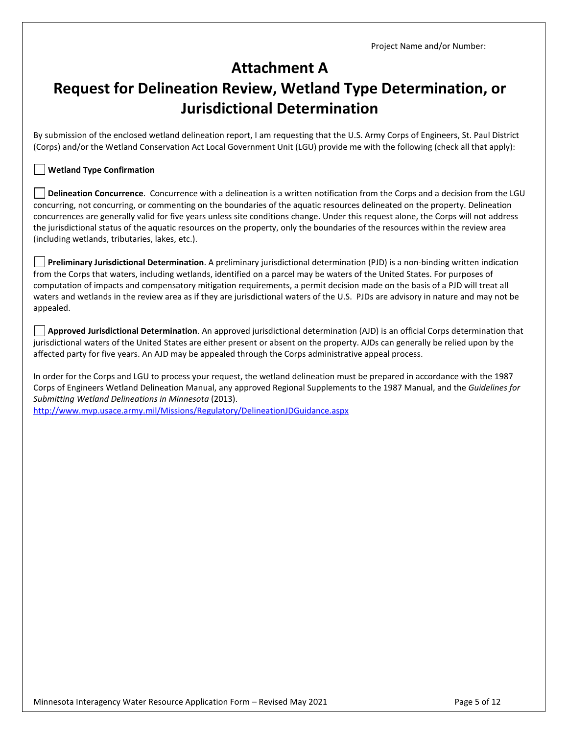Project Name and/or Number:

# Attachment A

# Request for Delineation Review, Wetland Type Determination, or Jurisdictional Determination

By submission of the enclosed wetland delineation report, I am requesting that the U.S. Army Corps of Engineers, St. Paul District (Corps) and/or the Wetland Conservation Act Local Government Unit (LGU) provide me with the following (check all that apply):

☐ **Wetland Type Confirmation**

☐ **Delineation Concurrence**. Concurrence with a delineation is a written notification from the Corps and a decision from the LGU concurring, not concurring, or commenting on the boundaries of the aquatic resources delineated on the property. Delineation concurrences are generally valid for five years unless site conditions change. Under this request alone, the Corps will not address the jurisdictional status of the aquatic resources on the property, only the boundaries of the resources within the review area (including wetlands, tributaries, lakes, etc.).

☐ **Preliminary Jurisdictional Determination**. A preliminary jurisdictional determination (PJD) is a non-binding written indication from the Corps that waters, including wetlands, identified on a parcel may be waters of the United States. For purposes of computation of impacts and compensatory mitigation requirements, a permit decision made on the basis of a PJD will treat all waters and wetlands in the review area as if they are jurisdictional waters of the U.S. PJDs are advisory in nature and may not be appealed.

☐ **Approved Jurisdictional Determination**. An approved jurisdictional determination (AJD) is an official Corps determination that jurisdictional waters of the United States are either present or absent on the property. AJDs can generally be relied upon by the affected party for five years. An AJD may be appealed through the Corps administrative appeal process.

In order for the Corps and LGU to process your request, the wetland delineation must be prepared in accordance with the 1987 Corps of Engineers Wetland Delineation Manual, any approved Regional Supplements to the 1987 Manual, and the *Guidelines for Submitting Wetland Delineations in Minnesota* (2013).
http://www.mvp.usace.army.mil/Missions/Regulatory/DelineationJDGuidance.aspx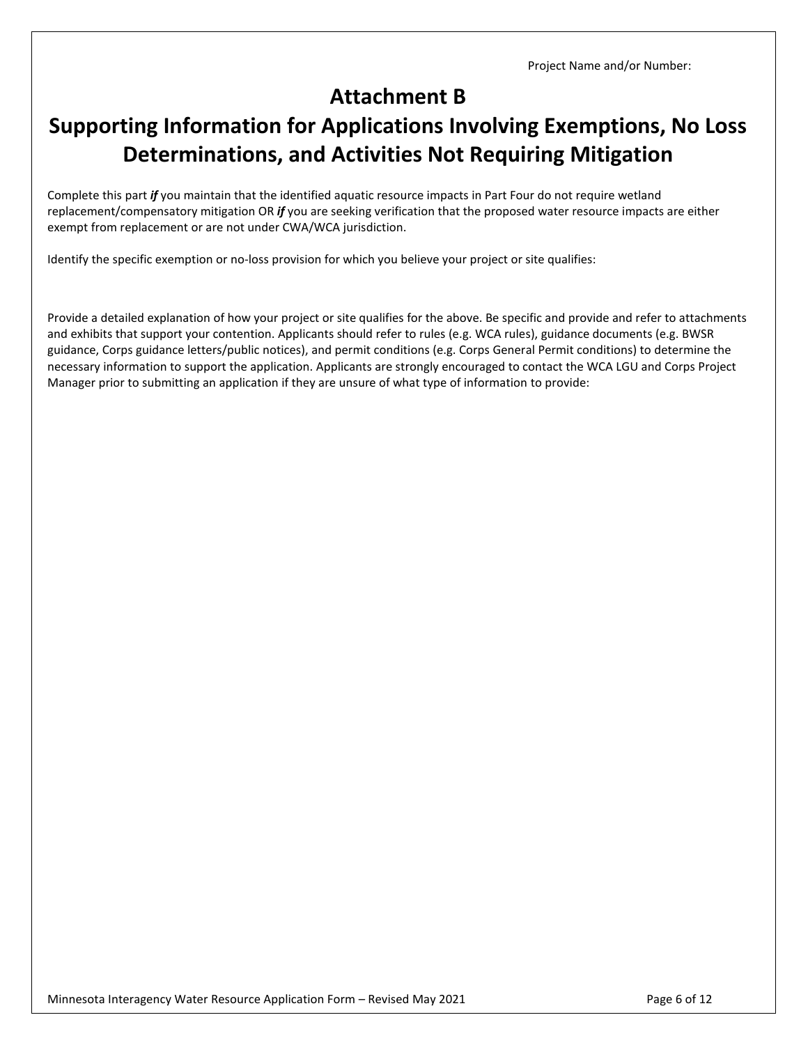Project Name and/or Number:

# Attachment B

# Supporting Information for Applications Involving Exemptions, No Loss Determinations, and Activities Not Requiring Mitigation

Complete this part ***if*** you maintain that the identified aquatic resource impacts in Part Four do not require wetland replacement/compensatory mitigation OR ***if*** you are seeking verification that the proposed water resource impacts are either exempt from replacement or are not under CWA/WCA jurisdiction.

Identify the specific exemption or no-loss provision for which you believe your project or site qualifies:

Provide a detailed explanation of how your project or site qualifies for the above. Be specific and provide and refer to attachments and exhibits that support your contention. Applicants should refer to rules (e.g. WCA rules), guidance documents (e.g. BWSR guidance, Corps guidance letters/public notices), and permit conditions (e.g. Corps General Permit conditions) to determine the necessary information to support the application. Applicants are strongly encouraged to contact the WCA LGU and Corps Project Manager prior to submitting an application if they are unsure of what type of information to provide: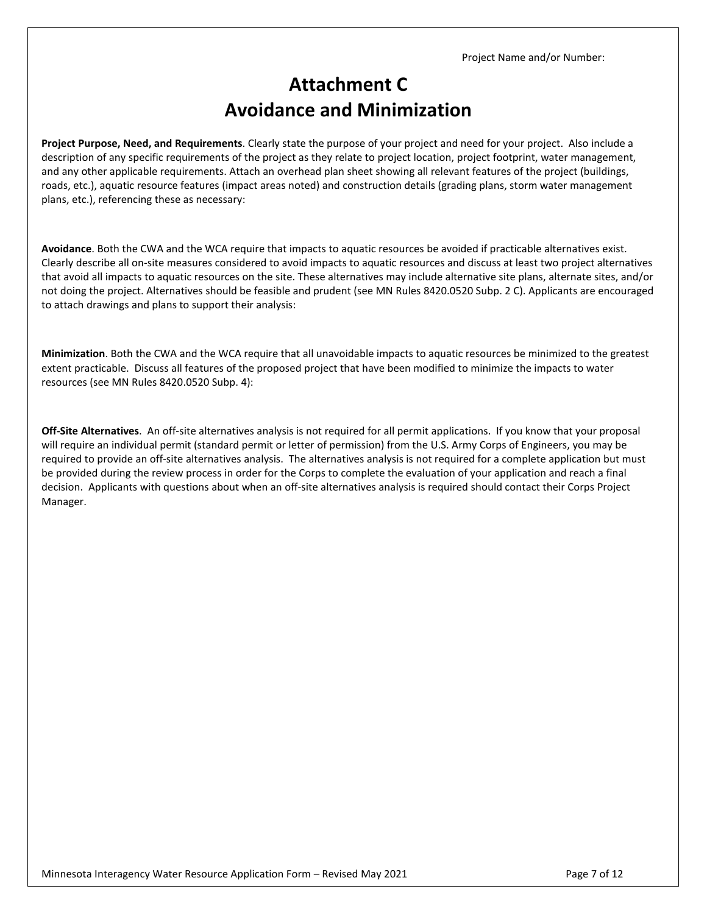Project Name and/or Number:

# Attachment C
# Avoidance and Minimization

**Project Purpose, Need, and Requirements**. Clearly state the purpose of your project and need for your project. Also include a description of any specific requirements of the project as they relate to project location, project footprint, water management, and any other applicable requirements. Attach an overhead plan sheet showing all relevant features of the project (buildings, roads, etc.), aquatic resource features (impact areas noted) and construction details (grading plans, storm water management plans, etc.), referencing these as necessary:

**Avoidance**. Both the CWA and the WCA require that impacts to aquatic resources be avoided if practicable alternatives exist. Clearly describe all on-site measures considered to avoid impacts to aquatic resources and discuss at least two project alternatives that avoid all impacts to aquatic resources on the site. These alternatives may include alternative site plans, alternate sites, and/or not doing the project. Alternatives should be feasible and prudent (see MN Rules 8420.0520 Subp. 2 C). Applicants are encouraged to attach drawings and plans to support their analysis:

**Minimization**. Both the CWA and the WCA require that all unavoidable impacts to aquatic resources be minimized to the greatest extent practicable. Discuss all features of the proposed project that have been modified to minimize the impacts to water resources (see MN Rules 8420.0520 Subp. 4):

**Off-Site Alternatives**. An off-site alternatives analysis is not required for all permit applications. If you know that your proposal will require an individual permit (standard permit or letter of permission) from the U.S. Army Corps of Engineers, you may be required to provide an off-site alternatives analysis. The alternatives analysis is not required for a complete application but must be provided during the review process in order for the Corps to complete the evaluation of your application and reach a final decision. Applicants with questions about when an off-site alternatives analysis is required should contact their Corps Project Manager.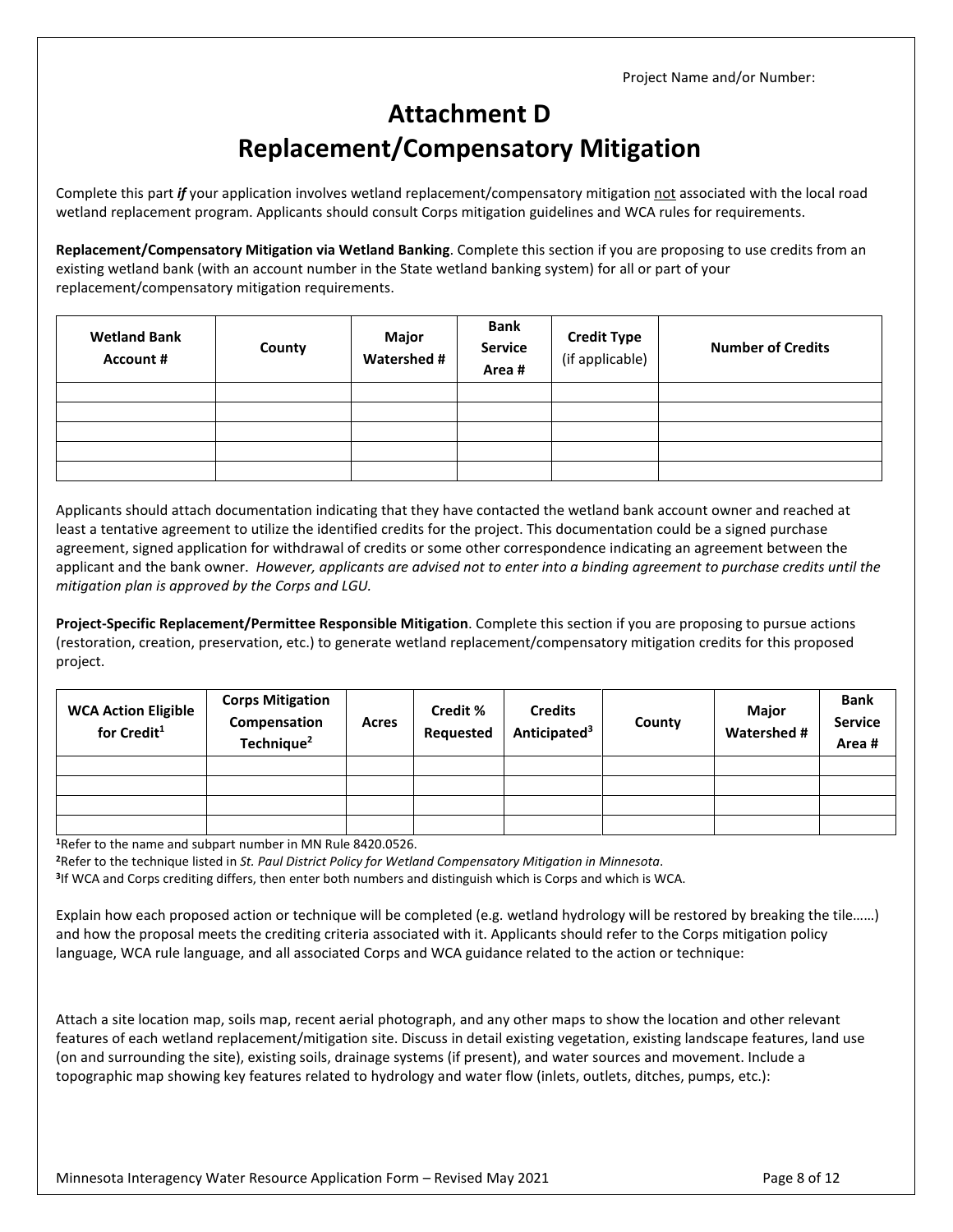Project Name and/or Number:

# Attachment D
# Replacement/Compensatory Mitigation

Complete this part ***if*** your application involves wetland replacement/compensatory mitigation not associated with the local road wetland replacement program. Applicants should consult Corps mitigation guidelines and WCA rules for requirements.

**Replacement/Compensatory Mitigation via Wetland Banking**. Complete this section if you are proposing to use credits from an existing wetland bank (with an account number in the State wetland banking system) for all or part of your replacement/compensatory mitigation requirements.

| Wetland Bank Account # | County | Major Watershed # | Bank Service Area # | Credit Type (if applicable) | Number of Credits |
|---|---|---|---|---|---|
| | | | | | |
| | | | | | |
| | | | | | |
| | | | | | |
| | | | | | |

Applicants should attach documentation indicating that they have contacted the wetland bank account owner and reached at least a tentative agreement to utilize the identified credits for the project. This documentation could be a signed purchase agreement, signed application for withdrawal of credits or some other correspondence indicating an agreement between the applicant and the bank owner. *However, applicants are advised not to enter into a binding agreement to purchase credits until the mitigation plan is approved by the Corps and LGU.*

**Project-Specific Replacement/Permittee Responsible Mitigation**. Complete this section if you are proposing to pursue actions (restoration, creation, preservation, etc.) to generate wetland replacement/compensatory mitigation credits for this proposed project.

| WCA Action Eligible for Credit[1] | Corps Mitigation Compensation Technique[2] | Acres | Credit % Requested | Credits Anticipated[3] | County | Major Watershed # | Bank Service Area # |
|---|---|---|---|---|---|---|---|
| | | | | | | | |
| | | | | | | | |
| | | | | | | | |
| | | | | | | | |

[1]Refer to the name and subpart number in MN Rule 8420.0526.
[2]Refer to the technique listed in *St. Paul District Policy for Wetland Compensatory Mitigation in Minnesota*.
[3]If WCA and Corps crediting differs, then enter both numbers and distinguish which is Corps and which is WCA.

Explain how each proposed action or technique will be completed (e.g. wetland hydrology will be restored by breaking the tile……) and how the proposal meets the crediting criteria associated with it. Applicants should refer to the Corps mitigation policy language, WCA rule language, and all associated Corps and WCA guidance related to the action or technique:

Attach a site location map, soils map, recent aerial photograph, and any other maps to show the location and other relevant features of each wetland replacement/mitigation site. Discuss in detail existing vegetation, existing landscape features, land use (on and surrounding the site), existing soils, drainage systems (if present), and water sources and movement. Include a topographic map showing key features related to hydrology and water flow (inlets, outlets, ditches, pumps, etc.):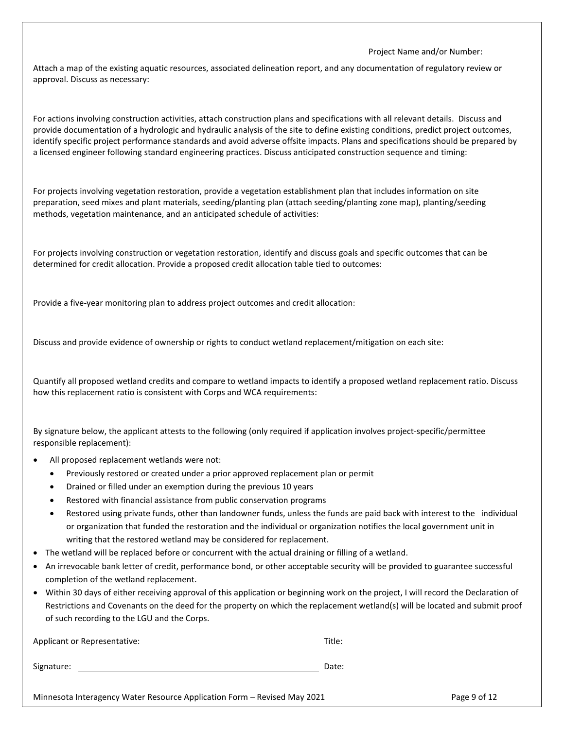Project Name and/or Number:

Attach a map of the existing aquatic resources, associated delineation report, and any documentation of regulatory review or approval. Discuss as necessary:

For actions involving construction activities, attach construction plans and specifications with all relevant details. Discuss and provide documentation of a hydrologic and hydraulic analysis of the site to define existing conditions, predict project outcomes, identify specific project performance standards and avoid adverse offsite impacts. Plans and specifications should be prepared by a licensed engineer following standard engineering practices. Discuss anticipated construction sequence and timing:

For projects involving vegetation restoration, provide a vegetation establishment plan that includes information on site preparation, seed mixes and plant materials, seeding/planting plan (attach seeding/planting zone map), planting/seeding methods, vegetation maintenance, and an anticipated schedule of activities:

For projects involving construction or vegetation restoration, identify and discuss goals and specific outcomes that can be determined for credit allocation. Provide a proposed credit allocation table tied to outcomes:

Provide a five-year monitoring plan to address project outcomes and credit allocation:

Discuss and provide evidence of ownership or rights to conduct wetland replacement/mitigation on each site:

Quantify all proposed wetland credits and compare to wetland impacts to identify a proposed wetland replacement ratio. Discuss how this replacement ratio is consistent with Corps and WCA requirements:

By signature below, the applicant attests to the following (only required if application involves project-specific/permittee responsible replacement):

- All proposed replacement wetlands were not:
  - Previously restored or created under a prior approved replacement plan or permit
  - Drained or filled under an exemption during the previous 10 years
  - Restored with financial assistance from public conservation programs
  - Restored using private funds, other than landowner funds, unless the funds are paid back with interest to the individual or organization that funded the restoration and the individual or organization notifies the local government unit in writing that the restored wetland may be considered for replacement.
- The wetland will be replaced before or concurrent with the actual draining or filling of a wetland.
- An irrevocable bank letter of credit, performance bond, or other acceptable security will be provided to guarantee successful completion of the wetland replacement.
- Within 30 days of either receiving approval of this application or beginning work on the project, I will record the Declaration of Restrictions and Covenants on the deed for the property on which the replacement wetland(s) will be located and submit proof of such recording to the LGU and the Corps.

Applicant or Representative: Title:

Signature: ______________________________ Date: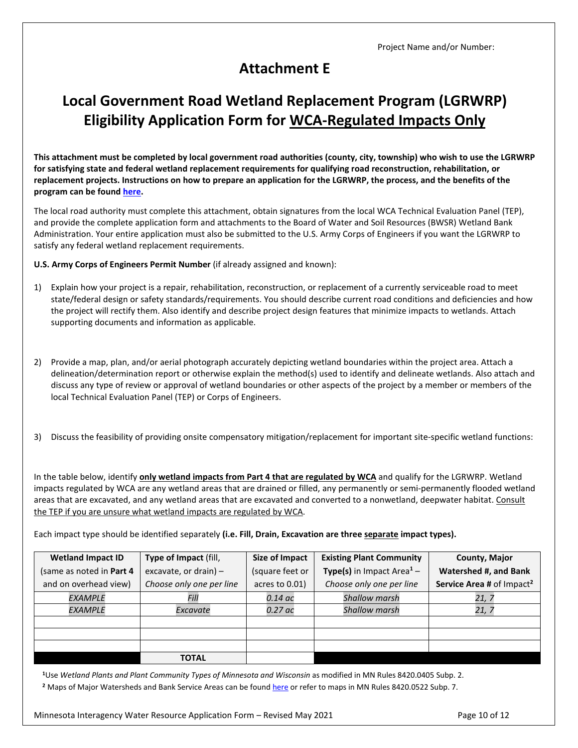Project Name and/or Number:

# Attachment E

# Local Government Road Wetland Replacement Program (LGRWRP) Eligibility Application Form for WCA-Regulated Impacts Only

**This attachment must be completed by local government road authorities (county, city, township) who wish to use the LGRWRP for satisfying state and federal wetland replacement requirements for qualifying road reconstruction, rehabilitation, or replacement projects. Instructions on how to prepare an application for the LGRWRP, the process, and the benefits of the program can be found here.**

The local road authority must complete this attachment, obtain signatures from the local WCA Technical Evaluation Panel (TEP), and provide the complete application form and attachments to the Board of Water and Soil Resources (BWSR) Wetland Bank Administration. Your entire application must also be submitted to the U.S. Army Corps of Engineers if you want the LGRWRP to satisfy any federal wetland replacement requirements.

**U.S. Army Corps of Engineers Permit Number** (if already assigned and known):

1) Explain how your project is a repair, rehabilitation, reconstruction, or replacement of a currently serviceable road to meet state/federal design or safety standards/requirements. You should describe current road conditions and deficiencies and how the project will rectify them. Also identify and describe project design features that minimize impacts to wetlands. Attach supporting documents and information as applicable.

2) Provide a map, plan, and/or aerial photograph accurately depicting wetland boundaries within the project area. Attach a delineation/determination report or otherwise explain the method(s) used to identify and delineate wetlands. Also attach and discuss any type of review or approval of wetland boundaries or other aspects of the project by a member or members of the local Technical Evaluation Panel (TEP) or Corps of Engineers.

3) Discuss the feasibility of providing onsite compensatory mitigation/replacement for important site-specific wetland functions:

In the table below, identify **only wetland impacts from Part 4 that are regulated by WCA** and qualify for the LGRWRP. Wetland impacts regulated by WCA are any wetland areas that are drained or filled, any permanently or semi-permanently flooded wetland areas that are excavated, and any wetland areas that are excavated and converted to a nonwetland, deepwater habitat. Consult the TEP if you are unsure what wetland impacts are regulated by WCA.

Each impact type should be identified separately **(i.e. Fill, Drain, Excavation are three separate impact types).**

| **Wetland Impact ID** (same as noted in **Part 4** and on overhead view) | **Type of Impact** (fill, excavate, or drain) – *Choose only one per line* | **Size of Impact** (square feet or acres to 0.01) | **Existing Plant Community Type(s)** in Impact Area[1] – *Choose only one per line* | **County, Major Watershed #, and Bank Service Area #** of Impact[2] |
|---|---|---|---|---|
| *EXAMPLE* | *Fill* | *0.14 ac* | *Shallow marsh* | *21, 7* |
| *EXAMPLE* | *Excavate* | *0.27 ac* | *Shallow marsh* | *21, 7* |
| | | | | |
| | | | | |
| | | | | |
| | **TOTAL** | | | |

[1]Use *Wetland Plants and Plant Community Types of Minnesota and Wisconsin* as modified in MN Rules 8420.0405 Subp. 2.

[2] Maps of Major Watersheds and Bank Service Areas can be found here or refer to maps in MN Rules 8420.0522 Subp. 7.

Minnesota Interagency Water Resource Application Form – Revised May 2021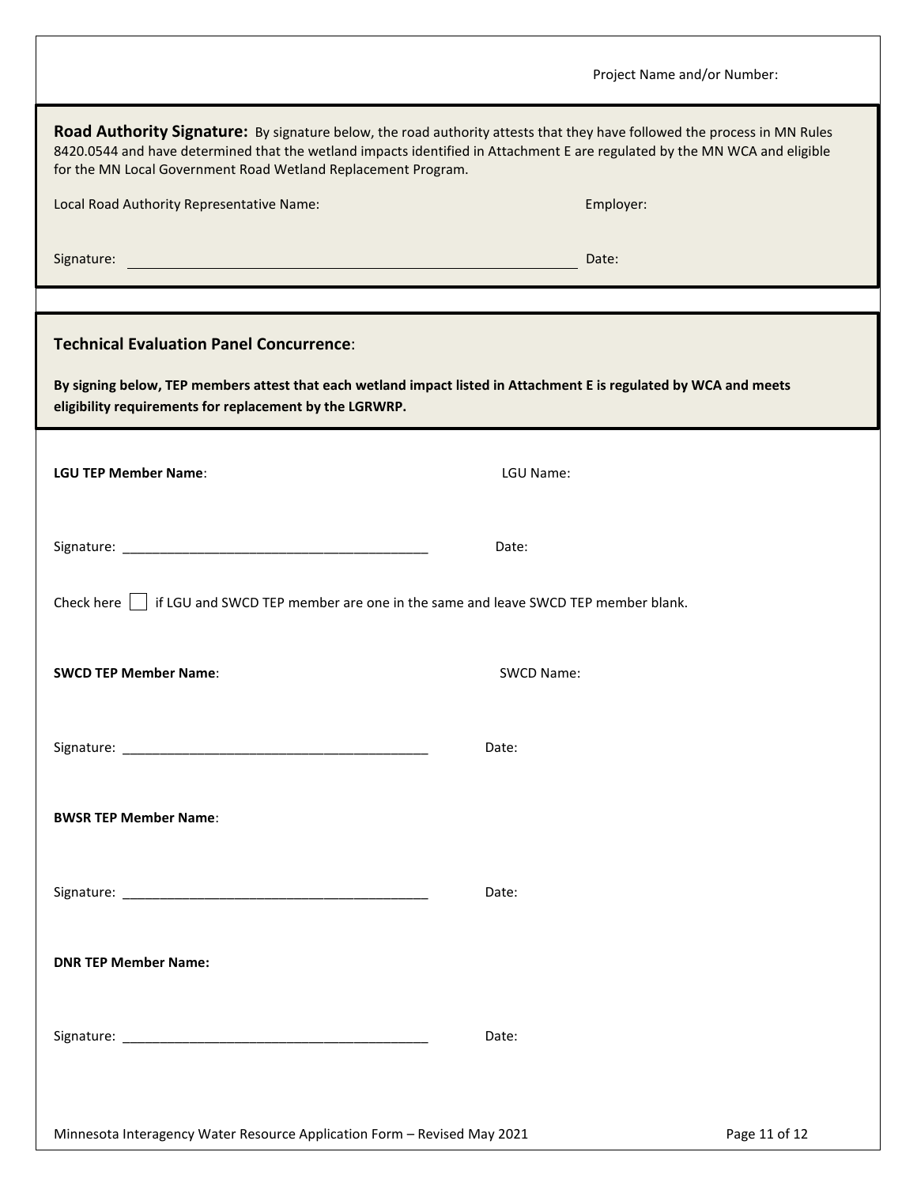Project Name and/or Number:

**Road Authority Signature:** By signature below, the road authority attests that they have followed the process in MN Rules 8420.0544 and have determined that the wetland impacts identified in Attachment E are regulated by the MN WCA and eligible for the MN Local Government Road Wetland Replacement Program.

Local Road Authority Representative Name: Employer:

Signature: ______________________________ Date:

## Technical Evaluation Panel Concurrence:

**By signing below, TEP members attest that each wetland impact listed in Attachment E is regulated by WCA and meets eligibility requirements for replacement by the LGRWRP.**

**LGU TEP Member Name**: LGU Name:

Signature: ______________________________ Date:

Check here ☐ if LGU and SWCD TEP member are one in the same and leave SWCD TEP member blank.

**SWCD TEP Member Name**: SWCD Name:

Signature: ______________________________ Date:

**BWSR TEP Member Name**:

Signature: ______________________________ Date:

**DNR TEP Member Name:**

Signature: ______________________________ Date:

Minnesota Interagency Water Resource Application Form – Revised May 2021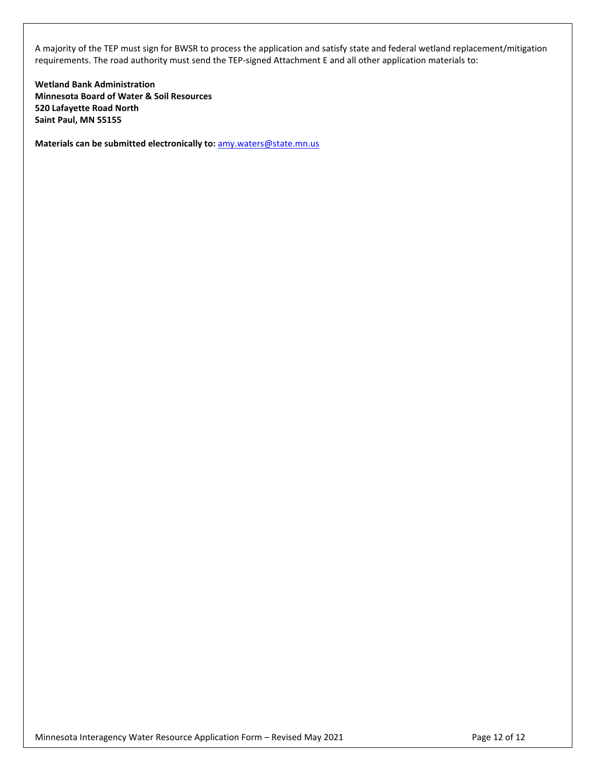A majority of the TEP must sign for BWSR to process the application and satisfy state and federal wetland replacement/mitigation requirements. The road authority must send the TEP-signed Attachment E and all other application materials to:

**Wetland Bank Administration**
**Minnesota Board of Water & Soil Resources**
**520 Lafayette Road North**
**Saint Paul, MN 55155**

**Materials can be submitted electronically to:** amy.waters@state.mn.us